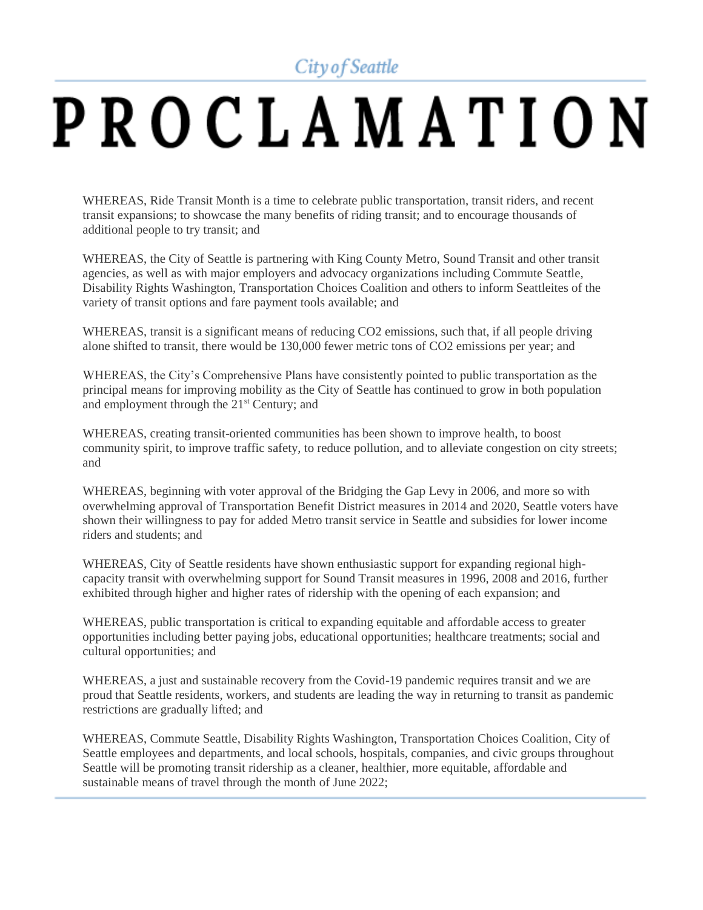City of Seattle

# PROCLAMATION

WHEREAS, Ride Transit Month is a time to celebrate public transportation, transit riders, and recent transit expansions; to showcase the many benefits of riding transit; and to encourage thousands of additional people to try transit; and

WHEREAS, the City of Seattle is partnering with King County Metro, Sound Transit and other transit agencies, as well as with major employers and advocacy organizations including Commute Seattle, Disability Rights Washington, Transportation Choices Coalition and others to inform Seattleites of the variety of transit options and fare payment tools available; and

WHEREAS, transit is a significant means of reducing CO2 emissions, such that, if all people driving alone shifted to transit, there would be 130,000 fewer metric tons of CO2 emissions per year; and

WHEREAS, the City's Comprehensive Plans have consistently pointed to public transportation as the principal means for improving mobility as the City of Seattle has continued to grow in both population and employment through the 21st Century; and

WHEREAS, creating transit-oriented communities has been shown to improve health, to boost community spirit, to improve traffic safety, to reduce pollution, and to alleviate congestion on city streets; and

WHEREAS, beginning with voter approval of the Bridging the Gap Levy in 2006, and more so with overwhelming approval of Transportation Benefit District measures in 2014 and 2020, Seattle voters have shown their willingness to pay for added Metro transit service in Seattle and subsidies for lower income riders and students; and

WHEREAS, City of Seattle residents have shown enthusiastic support for expanding regional high-capacity transit with overwhelming support for Sound Transit measures in 1996, 2008 and 2016, further exhibited through higher and higher rates of ridership with the opening of each expansion; and

WHEREAS, public transportation is critical to expanding equitable and affordable access to greater opportunities including better paying jobs, educational opportunities; healthcare treatments; social and cultural opportunities; and

WHEREAS, a just and sustainable recovery from the Covid-19 pandemic requires transit and we are proud that Seattle residents, workers, and students are leading the way in returning to transit as pandemic restrictions are gradually lifted; and

WHEREAS, Commute Seattle, Disability Rights Washington, Transportation Choices Coalition, City of Seattle employees and departments, and local schools, hospitals, companies, and civic groups throughout Seattle will be promoting transit ridership as a cleaner, healthier, more equitable, affordable and sustainable means of travel through the month of June 2022;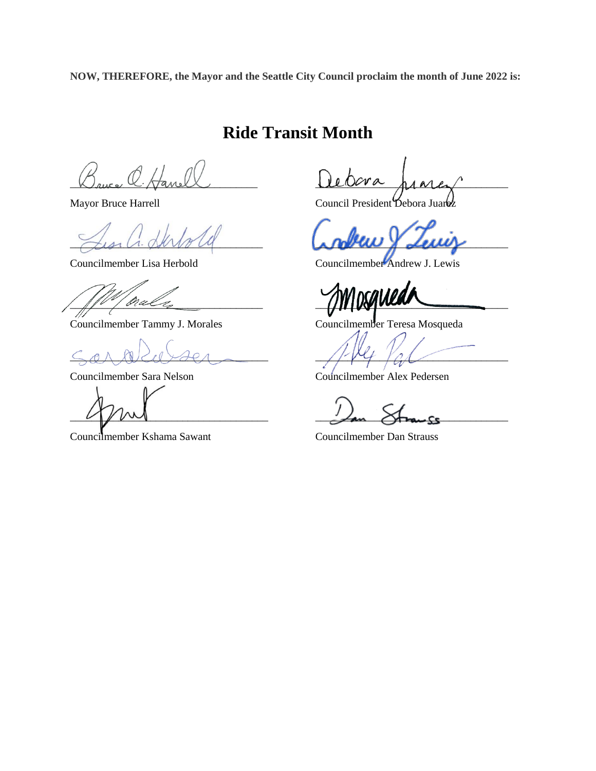**NOW, THEREFORE, the Mayor and the Seattle City Council proclaim the month of June 2022 is:**

# Ride Transit Month

Mayor Bruce Harrell

Council President Debora Juarez

Councilmember Lisa Herbold

Councilmember Andrew J. Lewis

Councilmember Tammy J. Morales

Councilmember Teresa Mosqueda

Councilmember Sara Nelson

Councilmember Alex Pedersen

Councilmember Kshama Sawant

Councilmember Dan Strauss